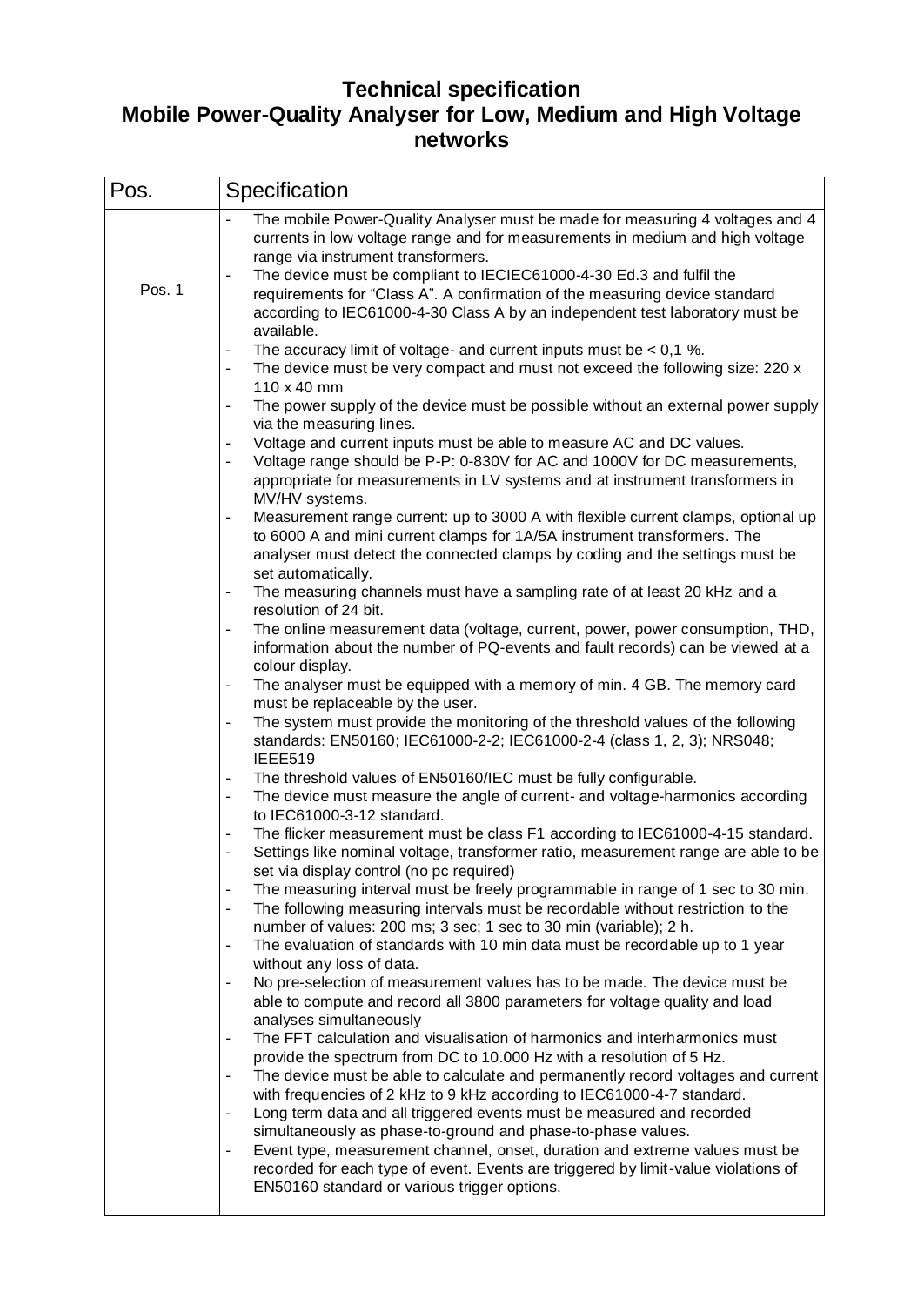# Technical specification
# Mobile Power-Quality Analyser for Low, Medium and High Voltage networks

| Pos. | Specification |
|---|---|
| Pos. 1 | - The mobile Power-Quality Analyser must be made for measuring 4 voltages and 4 currents in low voltage range and for measurements in medium and high voltage range via instrument transformers.<br>- The device must be compliant to IECIEC61000-4-30 Ed.3 and fulfil the requirements for "Class A". A confirmation of the measuring device standard according to IEC61000-4-30 Class A by an independent test laboratory must be available.<br>- The accuracy limit of voltage- and current inputs must be < 0,1 %.<br>- The device must be very compact and must not exceed the following size: 220 x 110 x 40 mm<br>- The power supply of the device must be possible without an external power supply via the measuring lines.<br>- Voltage and current inputs must be able to measure AC and DC values.<br>- Voltage range should be P-P: 0-830V for AC and 1000V for DC measurements, appropriate for measurements in LV systems and at instrument transformers in MV/HV systems.<br>- Measurement range current: up to 3000 A with flexible current clamps, optional up to 6000 A and mini current clamps for 1A/5A instrument transformers. The analyser must detect the connected clamps by coding and the settings must be set automatically.<br>- The measuring channels must have a sampling rate of at least 20 kHz and a resolution of 24 bit.<br>- The online measurement data (voltage, current, power, power consumption, THD, information about the number of PQ-events and fault records) can be viewed at a colour display.<br>- The analyser must be equipped with a memory of min. 4 GB. The memory card must be replaceable by the user.<br>- The system must provide the monitoring of the threshold values of the following standards: EN50160; IEC61000-2-2; IEC61000-2-4 (class 1, 2, 3); NRS048; IEEE519<br>- The threshold values of EN50160/IEC must be fully configurable.<br>- The device must measure the angle of current- and voltage-harmonics according to IEC61000-3-12 standard.<br>- The flicker measurement must be class F1 according to IEC61000-4-15 standard.<br>- Settings like nominal voltage, transformer ratio, measurement range are able to be set via display control (no pc required)<br>- The measuring interval must be freely programmable in range of 1 sec to 30 min.<br>- The following measuring intervals must be recordable without restriction to the number of values: 200 ms; 3 sec; 1 sec to 30 min (variable); 2 h.<br>- The evaluation of standards with 10 min data must be recordable up to 1 year without any loss of data.<br>- No pre-selection of measurement values has to be made. The device must be able to compute and record all 3800 parameters for voltage quality and load analyses simultaneously<br>- The FFT calculation and visualisation of harmonics and interharmonics must provide the spectrum from DC to 10.000 Hz with a resolution of 5 Hz.<br>- The device must be able to calculate and permanently record voltages and current with frequencies of 2 kHz to 9 kHz according to IEC61000-4-7 standard.<br>- Long term data and all triggered events must be measured and recorded simultaneously as phase-to-ground and phase-to-phase values.<br>- Event type, measurement channel, onset, duration and extreme values must be recorded for each type of event. Events are triggered by limit-value violations of EN50160 standard or various trigger options. |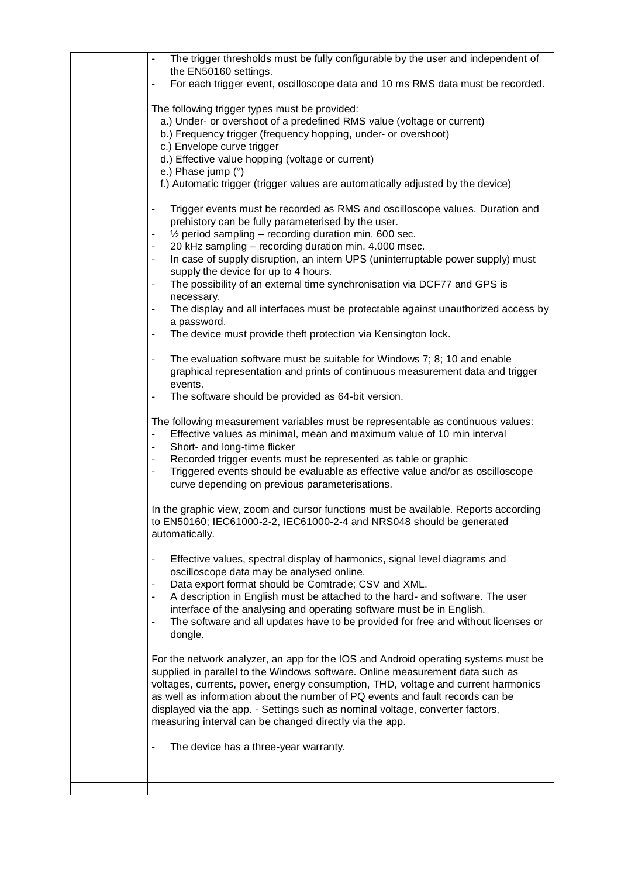| | |
|---|---|
| | - The trigger thresholds must be fully configurable by the user and independent of the EN50160 settings.<br>- For each trigger event, oscilloscope data and 10 ms RMS data must be recorded.<br><br>The following trigger types must be provided:<br>a.) Under- or overshoot of a predefined RMS value (voltage or current)<br>b.) Frequency trigger (frequency hopping, under- or overshoot)<br>c.) Envelope curve trigger<br>d.) Effective value hopping (voltage or current)<br>e.) Phase jump (°)<br>f.) Automatic trigger (trigger values are automatically adjusted by the device)<br><br>- Trigger events must be recorded as RMS and oscilloscope values. Duration and prehistory can be fully parameterised by the user.<br>- ½ period sampling – recording duration min. 600 sec.<br>- 20 kHz sampling – recording duration min. 4.000 msec.<br>- In case of supply disruption, an intern UPS (uninterruptable power supply) must supply the device for up to 4 hours.<br>- The possibility of an external time synchronisation via DCF77 and GPS is necessary.<br>- The display and all interfaces must be protectable against unauthorized access by a password.<br>- The device must provide theft protection via Kensington lock.<br><br>- The evaluation software must be suitable for Windows 7; 8; 10 and enable graphical representation and prints of continuous measurement data and trigger events.<br>- The software should be provided as 64-bit version.<br><br>The following measurement variables must be representable as continuous values:<br>- Effective values as minimal, mean and maximum value of 10 min interval<br>- Short- and long-time flicker<br>- Recorded trigger events must be represented as table or graphic<br>- Triggered events should be evaluable as effective value and/or as oscilloscope curve depending on previous parameterisations.<br><br>In the graphic view, zoom and cursor functions must be available. Reports according to EN50160; IEC61000-2-2, IEC61000-2-4 and NRS048 should be generated automatically.<br><br>- Effective values, spectral display of harmonics, signal level diagrams and oscilloscope data may be analysed online.<br>- Data export format should be Comtrade; CSV and XML.<br>- A description in English must be attached to the hard- and software. The user interface of the analysing and operating software must be in English.<br>- The software and all updates have to be provided for free and without licenses or dongle.<br><br>For the network analyzer, an app for the IOS and Android operating systems must be supplied in parallel to the Windows software. Online measurement data such as voltages, currents, power, energy consumption, THD, voltage and current harmonics as well as information about the number of PQ events and fault records can be displayed via the app. - Settings such as nominal voltage, converter factors, measuring interval can be changed directly via the app.<br><br>- The device has a three-year warranty. |
| | |
| | |